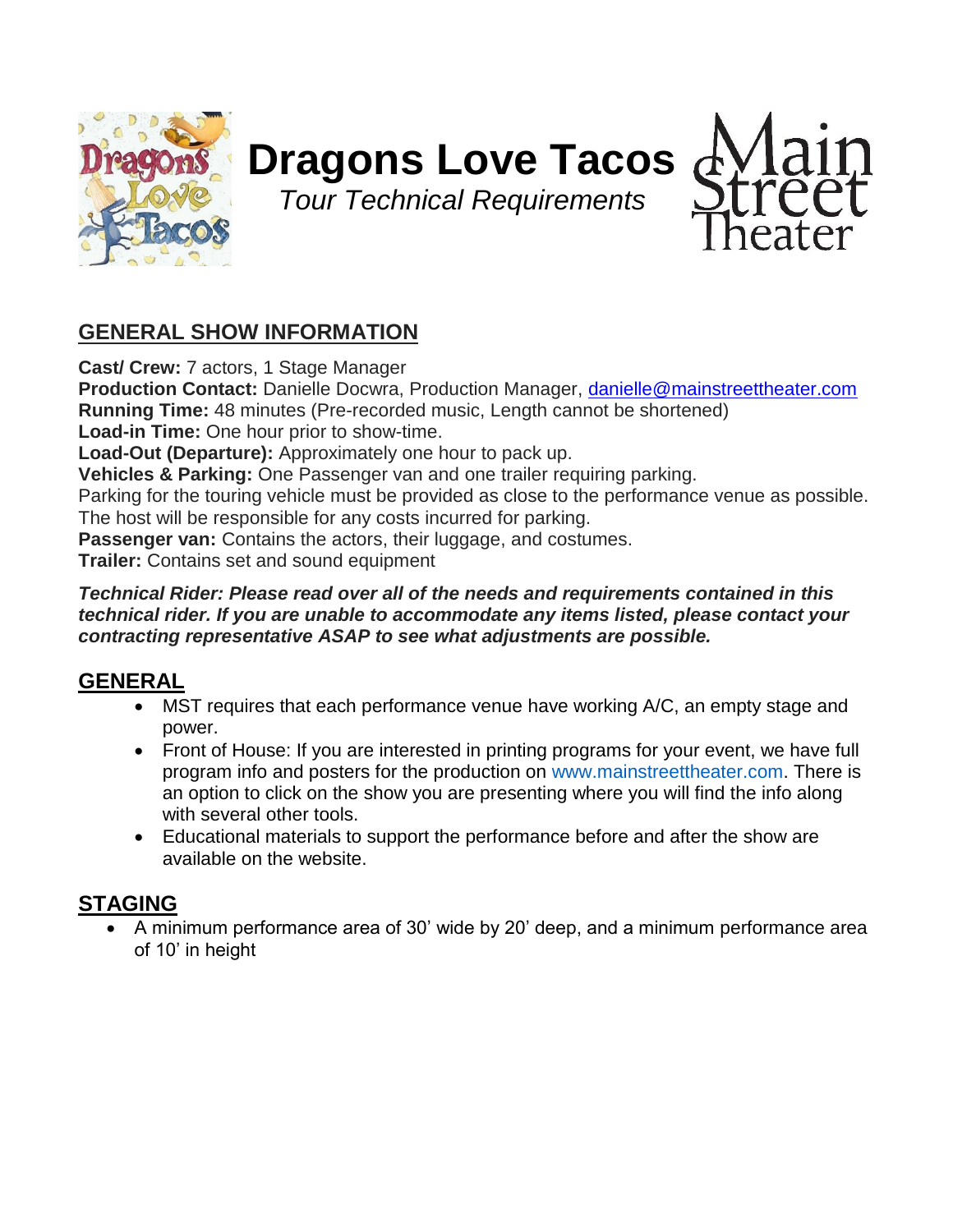# Dragons Love Tacos

*Tour Technical Requirements*

Main Street Theater

## GENERAL SHOW INFORMATION

**Cast/ Crew:** 7 actors, 1 Stage Manager
**Production Contact:** Danielle Docwra, Production Manager, danielle@mainstreettheater.com
**Running Time:** 48 minutes (Pre-recorded music, Length cannot be shortened)
**Load-in Time:** One hour prior to show-time.
**Load-Out (Departure):** Approximately one hour to pack up.
**Vehicles & Parking:** One Passenger van and one trailer requiring parking.
Parking for the touring vehicle must be provided as close to the performance venue as possible. The host will be responsible for any costs incurred for parking.
**Passenger van:** Contains the actors, their luggage, and costumes.
**Trailer:** Contains set and sound equipment

***Technical Rider: Please read over all of the needs and requirements contained in this technical rider. If you are unable to accommodate any items listed, please contact your contracting representative ASAP to see what adjustments are possible.***

## GENERAL

- MST requires that each performance venue have working A/C, an empty stage and power.
- Front of House: If you are interested in printing programs for your event, we have full program info and posters for the production on www.mainstreettheater.com. There is an option to click on the show you are presenting where you will find the info along with several other tools.
- Educational materials to support the performance before and after the show are available on the website.

## STAGING

- A minimum performance area of 30' wide by 20' deep, and a minimum performance area of 10' in height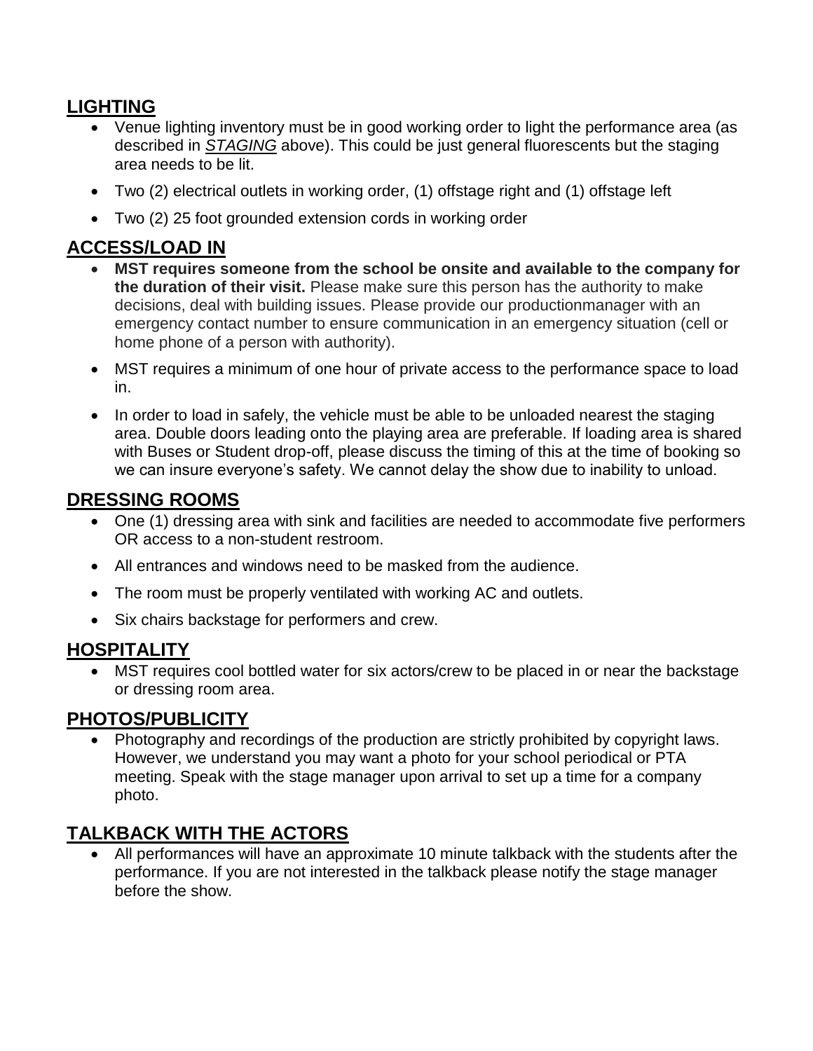## LIGHTING

- Venue lighting inventory must be in good working order to light the performance area (as described in ***STAGING*** above). This could be just general fluorescents but the staging area needs to be lit.
- Two (2) electrical outlets in working order, (1) offstage right and (1) offstage left
- Two (2) 25 foot grounded extension cords in working order

## ACCESS/LOAD IN

- **MST requires someone from the school be onsite and available to the company for the duration of their visit.** Please make sure this person has the authority to make decisions, deal with building issues. Please provide our productionmanager with an emergency contact number to ensure communication in an emergency situation (cell or home phone of a person with authority).
- MST requires a minimum of one hour of private access to the performance space to load in.
- In order to load in safely, the vehicle must be able to be unloaded nearest the staging area. Double doors leading onto the playing area are preferable. If loading area is shared with Buses or Student drop-off, please discuss the timing of this at the time of booking so we can insure everyone's safety. We cannot delay the show due to inability to unload.

## DRESSING ROOMS

- One (1) dressing area with sink and facilities are needed to accommodate five performers OR access to a non-student restroom.
- All entrances and windows need to be masked from the audience.
- The room must be properly ventilated with working AC and outlets.
- Six chairs backstage for performers and crew.

## HOSPITALITY

- MST requires cool bottled water for six actors/crew to be placed in or near the backstage or dressing room area.

## PHOTOS/PUBLICITY

- Photography and recordings of the production are strictly prohibited by copyright laws. However, we understand you may want a photo for your school periodical or PTA meeting. Speak with the stage manager upon arrival to set up a time for a company photo.

## TALKBACK WITH THE ACTORS

- All performances will have an approximate 10 minute talkback with the students after the performance. If you are not interested in the talkback please notify the stage manager before the show.